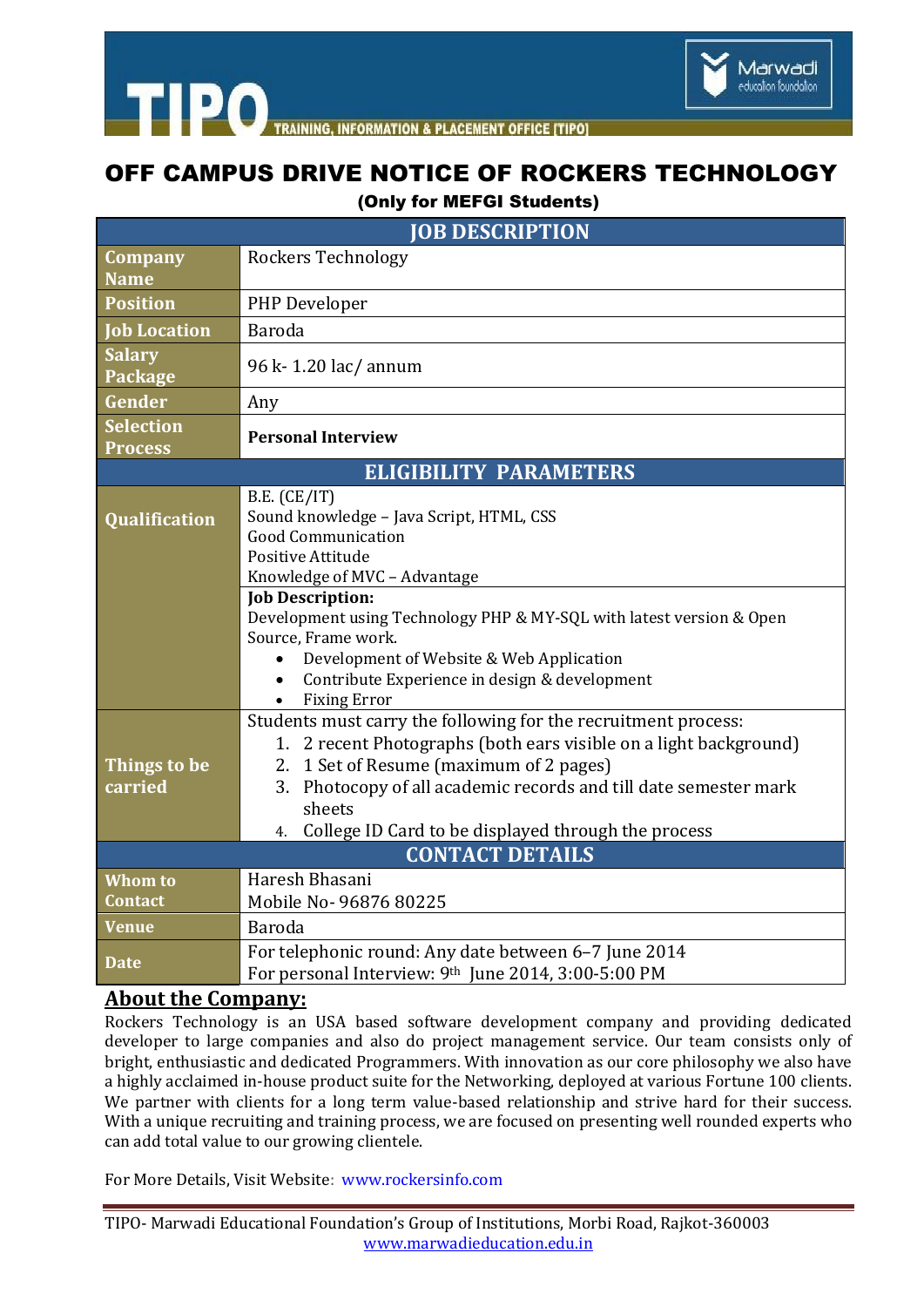TIPO — TRAINING, INFORMATION & PLACEMENT OFFICE [TIPO]

Marwadi education foundation

# OFF CAMPUS DRIVE NOTICE OF ROCKERS TECHNOLOGY

**(Only for MEFGI Students)**

| JOB DESCRIPTION | |
|---|---|
| **Company Name** | Rockers Technology |
| **Position** | PHP Developer |
| **Job Location** | Baroda |
| **Salary Package** | 96 k- 1.20 lac/ annum |
| **Gender** | Any |
| **Selection Process** | **Personal Interview** |
| **ELIGIBILITY PARAMETERS** | |
| **Qualification** | B.E. (CE/IT)<br>Sound knowledge – Java Script, HTML, CSS<br>Good Communication<br>Positive Attitude<br>Knowledge of MVC – Advantage |
| | **Job Description:**<br>Development using Technology PHP & MY-SQL with latest version & Open Source, Frame work.<br>• Development of Website & Web Application<br>• Contribute Experience in design & development<br>• Fixing Error |
| **Things to be carried** | Students must carry the following for the recruitment process:<br>1. 2 recent Photographs (both ears visible on a light background)<br>2. 1 Set of Resume (maximum of 2 pages)<br>3. Photocopy of all academic records and till date semester mark sheets<br>4. College ID Card to be displayed through the process |
| **CONTACT DETAILS** | |
| **Whom to Contact** | Haresh Bhasani<br>Mobile No- 96876 80225 |
| **Venue** | Baroda |
| **Date** | For telephonic round: Any date between 6–7 June 2014<br>For personal Interview: 9th June 2014, 3:00-5:00 PM |

## About the Company:

Rockers Technology is an USA based software development company and providing dedicated developer to large companies and also do project management service. Our team consists only of bright, enthusiastic and dedicated Programmers. With innovation as our core philosophy we also have a highly acclaimed in-house product suite for the Networking, deployed at various Fortune 100 clients. We partner with clients for a long term value-based relationship and strive hard for their success. With a unique recruiting and training process, we are focused on presenting well rounded experts who can add total value to our growing clientele.

For More Details, Visit Website: www.rockersinfo.com

TIPO- Marwadi Educational Foundation's Group of Institutions, Morbi Road, Rajkot-360003
www.marwadieducation.edu.in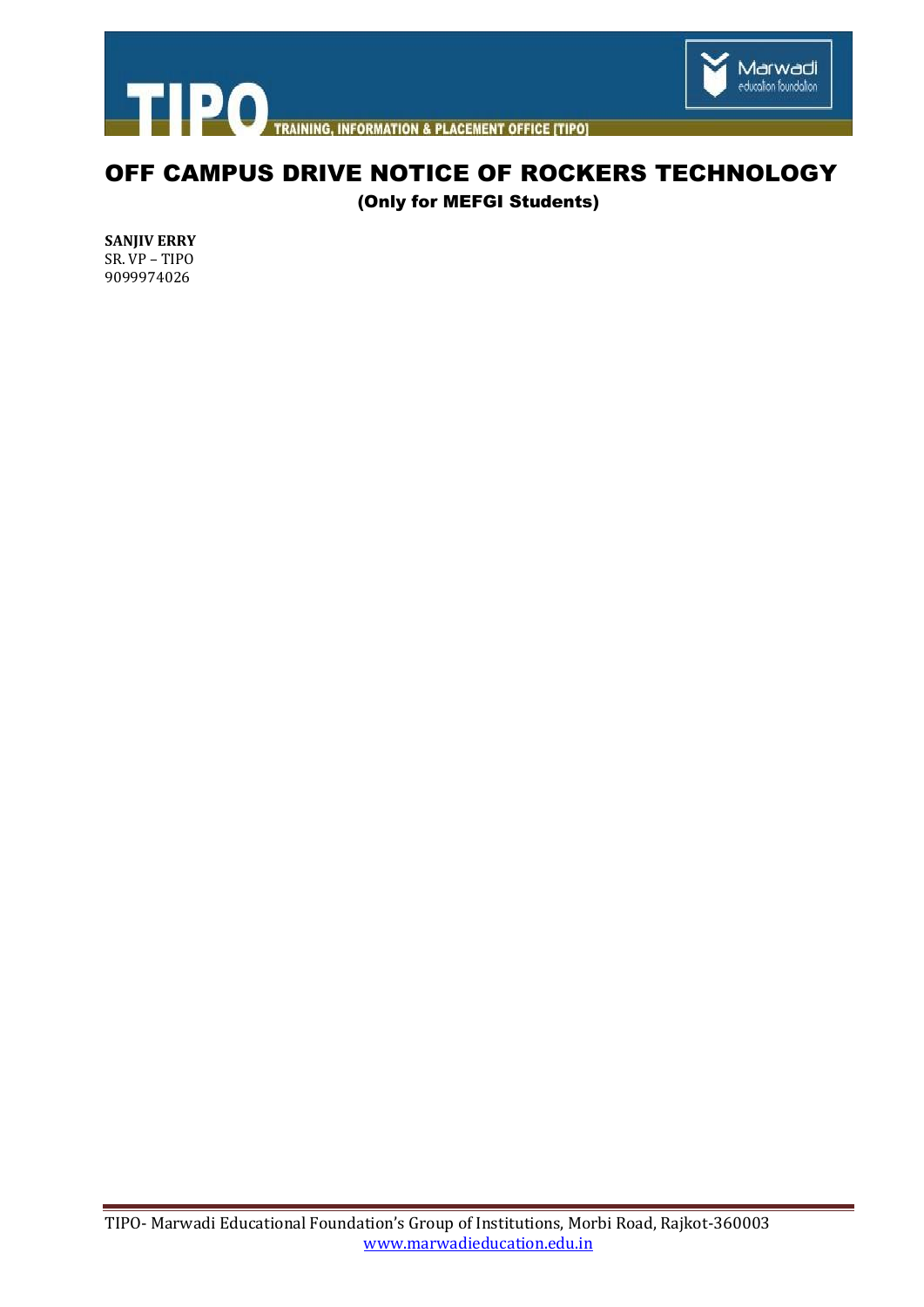# OFF CAMPUS DRIVE NOTICE OF ROCKERS TECHNOLOGY

**(Only for MEFGI Students)**

**SANJIV ERRY**
SR. VP – TIPO
9099974026